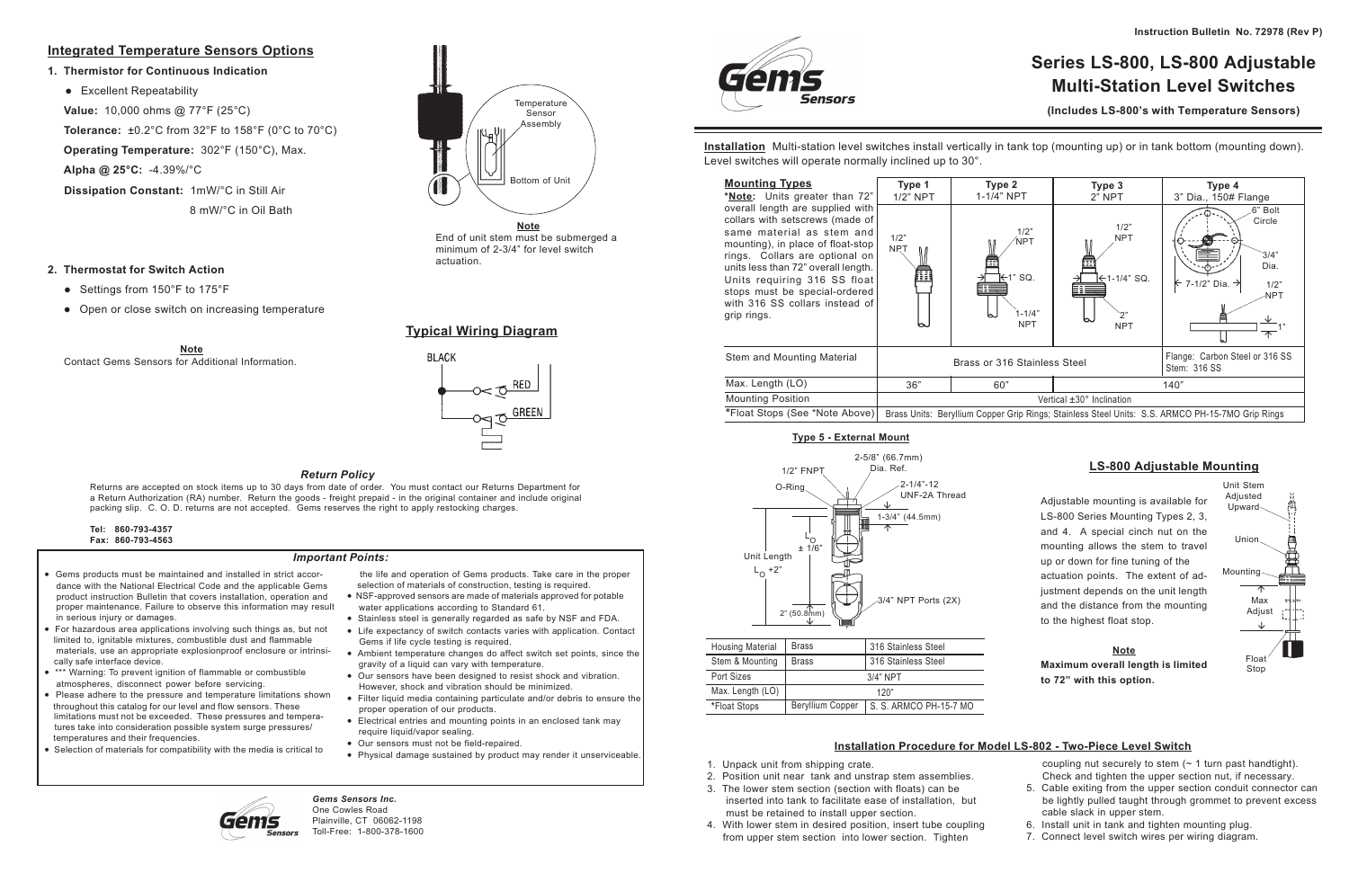Instruction Bulletin No. 72978 (Rev P)

# Series LS-800, LS-800 Adjustable Multi-Station Level Switches

**(Includes LS-800's with Temperature Sensors)**

**Installation** Multi-station level switches install vertically in tank top (mounting up) or in tank bottom (mounting down). Level switches will operate normally inclined up to 30°.

| Mounting Types | Type 1 1/2" NPT | Type 2 1-1/4" NPT | Type 3 2" NPT | Type 4 3" Dia., 150# Flange |
|---|---|---|---|---|
| ***Note:** Units greater than 72" overall length are supplied with collars with setscrews (made of same material as stem and mounting), in place of float-stop rings. Collars are optional on units less than 72" overall length. Units requiring 316 SS float stops must be special-ordered with 316 SS collars instead of grip rings. | 1/2" NPT | 1/2" NPT; 1" SQ.; 1-1/4" NPT | 1/2" NPT; 1-1/4" SQ.; 2" NPT | 6" Bolt Circle; 3/4" Dia.; 7-1/2" Dia.; 1/2" NPT; 1" |
| Stem and Mounting Material | Brass or 316 Stainless Steel | | | Flange: Carbon Steel or 316 SS Stem: 316 SS |
| Max. Length (LO) | 36" | 60" | 140" | |
| Mounting Position | Vertical ±30° Inclination | | | |
| *Float Stops (See *Note Above) | Brass Units: Beryllium Copper Grip Rings; Stainless Steel Units: S.S. ARMCO PH-15-7MO Grip Rings | | | |

### Type 5 - External Mount

2-5/8" (66.7mm) Dia. Ref.; 1/2" FNPT; O-Ring; 2-1/4"-12 UNF-2A Thread; 1-3/4" (44.5mm); $L_O$ ± 1/6"; Unit Length $L_O$ +2"; 3/4" NPT Ports (2X); 2" (50.8mm)

| Housing Material | Brass | 316 Stainless Steel |
|---|---|---|
| Stem & Mounting | Brass | 316 Stainless Steel |
| Port Sizes | 3/4" NPT | |
| Max. Length (LO) | 120" | |
| *Float Stops | Beryllium Copper | S. S. ARMCO PH-15-7 MO |

## LS-800 Adjustable Mounting

Adjustable mounting is available for LS-800 Series Mounting Types 2, 3, and 4. A special cinch nut on the mounting allows the stem to travel up or down for fine tuning of the actuation points. The extent of adjustment depends on the unit length and the distance from the mounting to the highest float stop.

**Note**

**Maximum overall length is limited to 72" with this option.**

Unit Stem Adjusted Upward; Union; Mounting; Max Adjust; Float Stop

### Installation Procedure for Model LS-802 - Two-Piece Level Switch

1. Unpack unit from shipping crate.
2. Position unit near tank and unstrap stem assemblies.
3. The lower stem section (section with floats) can be inserted into tank to facilitate ease of installation, but must be retained to install upper section.
4. With lower stem in desired position, insert tube coupling from upper stem section into lower section. Tighten coupling nut securely to stem (~ 1 turn past handtight). Check and tighten the upper section nut, if necessary.
5. Cable exiting from the upper section conduit connector can be lightly pulled taught through grommet to prevent excess cable slack in upper stem.
6. Install unit in tank and tighten mounting plug.
7. Connect level switch wires per wiring diagram.

## Integrated Temperature Sensors Options

**1. Thermistor for Continuous Indication**

- Excellent Repeatability

**Value:** 10,000 ohms @ 77°F (25°C)

**Tolerance:** ±0.2°C from 32°F to 158°F (0°C to 70°C)

**Operating Temperature:** 302°F (150°C), Max.

**Alpha @ 25°C:** -4.39%/°C

**Dissipation Constant:** 1mW/°C in Still Air

8 mW/°C in Oil Bath

Temperature Sensor Assembly; Bottom of Unit

**Note**

End of unit stem must be submerged a minimum of 2-3/4" for level switch actuation.

**2. Thermostat for Switch Action**

- Settings from 150°F to 175°F
- Open or close switch on increasing temperature

**Note**

Contact Gems Sensors for Additional Information.

## Typical Wiring Diagram

BLACK; RED; GREEN

### *Return Policy*

Returns are accepted on stock items up to 30 days from date of order. You must contact our Returns Department for a Return Authorization (RA) number. Return the goods - freight prepaid - in the original container and include original packing slip. C. O. D. returns are not accepted. Gems reserves the right to apply restocking charges.

**Tel: 860-793-4357**
**Fax: 860-793-4563**

### *Important Points:*

- Gems products must be maintained and installed in strict accordance with the National Electrical Code and the applicable Gems product instruction Bulletin that covers installation, operation and proper maintenance. Failure to observe this information may result in serious injury or damages.
- For hazardous area applications involving such things as, but not limited to, ignitable mixtures, combustible dust and flammable materials, use an appropriate explosionproof enclosure or intrinsically safe interface device.
- *** Warning: To prevent ignition of flammable or combustible atmospheres, disconnect power before servicing.
- Please adhere to the pressure and temperature limitations shown throughout this catalog for our level and flow sensors. These limitations must not be exceeded. These pressures and temperatures take into consideration possible system surge pressures/temperatures and their frequencies.
- Selection of materials for compatibility with the media is critical to the life and operation of Gems products. Take care in the proper selection of materials of construction, testing is required.
- NSF-approved sensors are made of materials approved for potable water applications according to Standard 61.
- Stainless steel is generally regarded as safe by NSF and FDA.
- Life expectancy of switch contacts varies with application. Contact Gems if life cycle testing is required.
- Ambient temperature changes do affect switch set points, since the gravity of a liquid can vary with temperature.
- Our sensors have been designed to resist shock and vibration. However, shock and vibration should be minimized.
- Filter liquid media containing particulate and/or debris to ensure the proper operation of our products.
- Electrical entries and mounting points in an enclosed tank may require liquid/vapor sealing.
- Our sensors must not be field-repaired.
- Physical damage sustained by product may render it unserviceable.

***Gems Sensors Inc.***
One Cowles Road
Plainville, CT 06062-1198
Toll-Free: 1-800-378-1600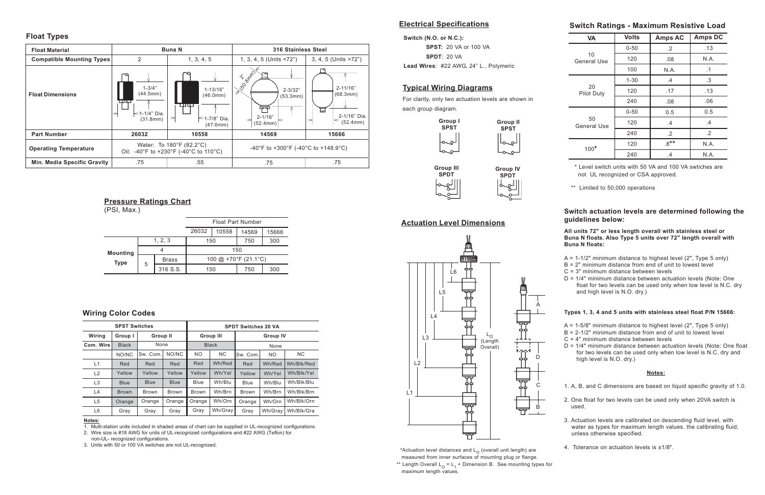## Float Types

| Float Material | Buna N | | 316 Stainless Steel | |
|---|---|---|---|---|
| Compatible Mounting Types | 2 | 1, 3, 4, 5 | 1, 3, 4, 5 (Units <72") | 3, 4, 5 (Units >72") |
| Float Dimensions | 1-3/4" (44.5mm); 1-1/4" Dia. (31.8mm) | 1-13/16" (46.0mm); 1-7/8" Dia. (47.6mm) | 2" (50.8mm); 2-3/32" (53.3mm); 2-1/16" (52.4mm) | 2-11/16" (68.3mm); 2-1/16" Dia. (52.4mm) |
| Part Number | 26032 | 10558 | 14569 | 15666 |
| Operating Temperature | Water: To 180°F (82.2°C) Oil: -40°F to +230°F (-40°C to 110°C) | | -40°F to +300°F (-40°C to +148.9°C) | |
| Min. Media Specific Gravity | .75 | .55 | .75 | .75 |

## Pressure Ratings Chart
(PSI, Max.)

| | | | Float Part Number | | | |
|---|---|---|---|---|---|---|
| | | | 26032 | 10558 | 14569 | 15666 |
| Mounting Type | 1, 2, 3 | | 150 | | 750 | 300 |
| | 4 | | 150 | | | |
| | 5 | Brass | 100 @ +70°F (21.1°C) | | | |
| | | 316 S.S. | 150 | | 750 | 300 |

## Wiring Color Codes

| SPST Switches | | | | SPDT Switches 20 VA | | | | |
|---|---|---|---|---|---|---|---|---|
| Wiring | Group I | Group II | | Group III | | Group IV | | |
| Com. Wire | Black | None | | Black | | None | | |
| | NO/NC | Sw. Com. | NO/NC | NO | NC | Sw. Com. | NO | NC |
| L1 | Red | Red | Red | Red | Wh/Red | Red | Wh/Red | Wh/Blk/Red |
| L2 | Yellow | Yellow | Yellow | Yellow | Wh/Yel | Yellow | Wh/Yel | Wh/Blk/Yel |
| L3 | Blue | Blue | Blue | Blue | Wh/Blu | Blue | Wh/Blu | Wh/Blk/Blu |
| L4 | Brown | Brown | Brown | Brown | Wh/Brn | Brown | Wh/Brn | Wh/Blk/Brn |
| L5 | Orange | Orange | Orange | Orange | Wh/Orn | Orange | Wh/Orn | Wh/Blk/Orn |
| L6 | Gray | Gray | Gray | Gray | Wh/Gray | Gray | Wh/Gray | Wh/Blk/Gra |

**Notes:**

1. Multi-station units included in shaded areas of chart can be supplied in UL-recognized configurations.
2. Wire size is #18 AWG for units of UL-recognized configurations and #22 AWG (Teflon) for non-UL- recognized configurations.
3. Units with 50 or 100 VA switches are not UL-recognized.

## Electrical Specifications

**Switch (N.O. or N.C.):**

**SPST:** 20 VA or 100 VA

**SPDT**: 20 VA

**Lead Wires**: #22 AWG, 24" L., Polymeric

## Typical Wiring Diagrams

For clarity, only two actuation levels are shown in each group diagram.

Group I SPST

Group II SPST

Group III SPDT

Group IV SPDT

## Actuation Level Dimensions

L1, L2, L3, L4, L5, L6

$L_O$ (Length Overall)

A, B, C, D

*Actuation level distances and $L_O$ (overall unit length) are measured from inner surfaces of mounting plug or flange.

** Length Overall $L_O = L_1$ + Dimension B. See mounting types for maximum length values.

## Switch Ratings - Maximum Resistive Load

| VA | Volts | Amps AC | Amps DC |
|---|---|---|---|
| 10 General Use | 0-50 | .2 | .13 |
| | 120 | .08 | N.A. |
| | 100 | N.A. | .1 |
| 20 Pilot Duty | 1-30 | .4 | .3 |
| | 120 | .17 | .13 |
| | 240 | .08 | .06 |
| 50 General Use | 0-50 | 0.5 | 0.5 |
| | 120 | .4 | .4 |
| | 240 | .2 | .2 |
| 100* | 120 | .8** | N.A. |
| | 240 | .4 | N.A. |

\* Level switch units with 50 VA and 100 VA swtiches are not UL recognized or CSA approved.

** Limited to 50,000 operations

### Switch actuation levels are determined following the guidelines below:

**All units 72" or less length overall with stainless steel or Buna N floats. Also Type 5 units over 72" length overall with Buna N floats:**

A = 1-1/2" minimum distance to highest level (2", Type 5 only)
B = 2" minimum distance from end of unit to lowest level
C = 3" minimum distance between levels
D = 1/4" minimum distance between actuation levels (Note: One float for two levels can be used only when low level is N.C. dry and high level is N.O. dry.)

**Types 1, 3, 4 and 5 units with stainless steel float P/N 15666:**

A = 1-5/8" minimum distance to highest level (2", Type 5 only)
B = 2-1/2" minimum distance from end of unit to lowest level
C = 4" minimum distance between levels
D = 1/4" minimum distance between actuation levels (Note: One float for two levels can be used only when low level is N.C. dry and high level is N.O. dry.)

**Notes:**

1. A, B, and C dimensions are based on liquid specific gravity of 1.0.
2. One float for two levels can be used only when 20VA switch is used.
3. Actuation levels are calibrated on descending fluid level, with water as types for maximum length values. the calibrating fluid, unless otherwise specified.
4. Tolerance on actuation levels is ±1/8".